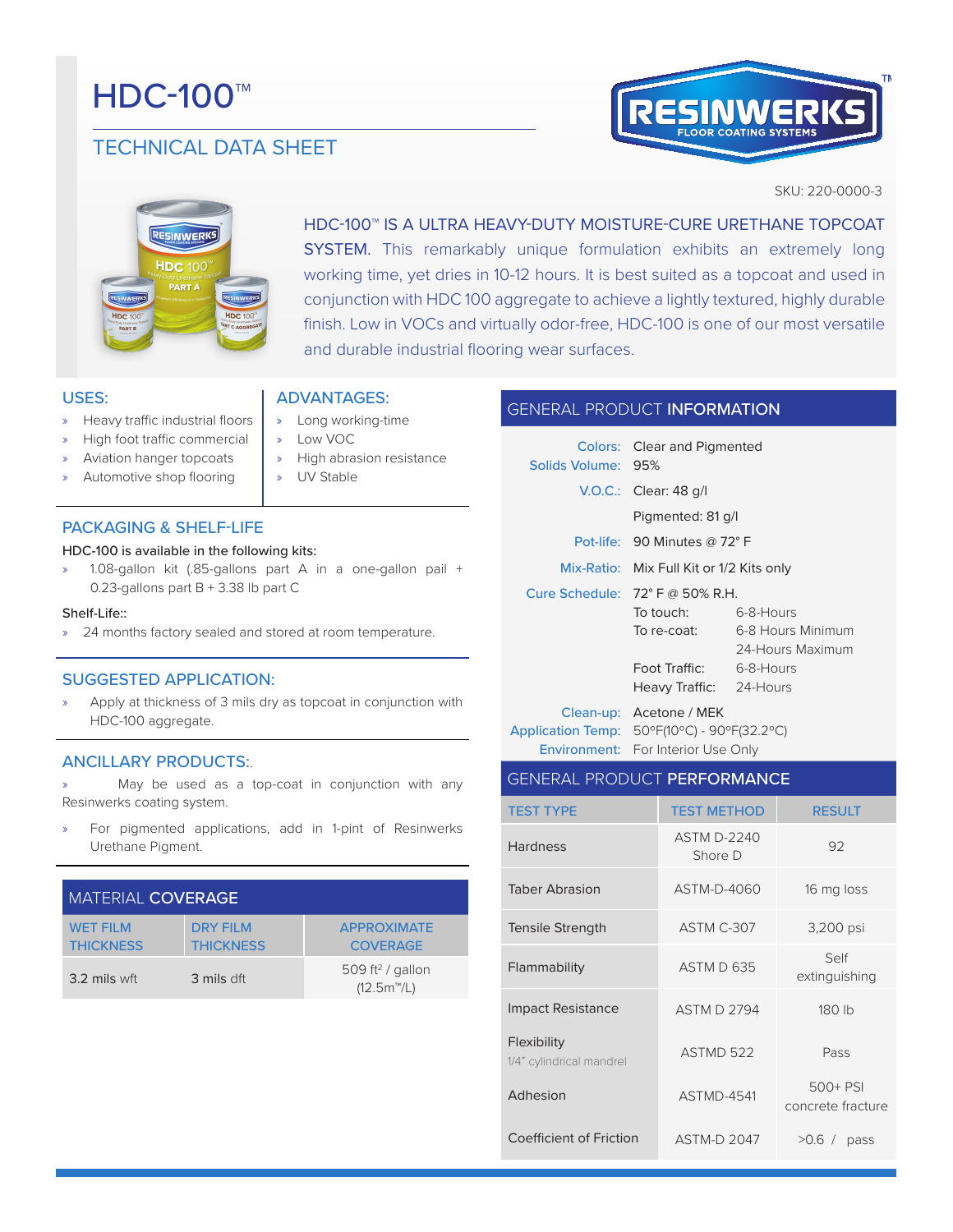# HDC-100™

## TECHNICAL DATA SHEET

RESINWERKS™ FLOOR COATING SYSTEMS

SKU: 220-0000-3

HDC-100™ IS A ULTRA HEAVY-DUTY MOISTURE-CURE URETHANE TOPCOAT SYSTEM. This remarkably unique formulation exhibits an extremely long working time, yet dries in 10-12 hours. It is best suited as a topcoat and used in conjunction with HDC 100 aggregate to achieve a lightly textured, highly durable finish. Low in VOCs and virtually odor-free, HDC-100 is one of our most versatile and durable industrial flooring wear surfaces.

### USES:

- Heavy traffic industrial floors
- High foot traffic commercial
- Aviation hanger topcoats
- Automotive shop flooring

### ADVANTAGES:

- Long working-time
- Low VOC
- High abrasion resistance
- UV Stable

### PACKAGING & SHELF-LIFE

HDC-100 is available in the following kits:

- 1.08-gallon kit (.85-gallons part A in a one-gallon pail + 0.23-gallons part B + 3.38 lb part C

Shelf-Life::

- 24 months factory sealed and stored at room temperature.

### SUGGESTED APPLICATION:

- Apply at thickness of 3 mils dry as topcoat in conjunction with HDC-100 aggregate.

### ANCILLARY PRODUCTS:.

- May be used as a top-coat in conjunction with any Resinwerks coating system.
- For pigmented applications, add in 1-pint of Resinwerks Urethane Pigment.

### MATERIAL COVERAGE

| WET FILM THICKNESS | DRY FILM THICKNESS | APPROXIMATE COVERAGE |
|---|---|---|
| 3.2 mils wft | 3 mils dft | 509 ft² / gallon (12.5m™/L) |

### GENERAL PRODUCT INFORMATION

| | | |
|---|---|---|
| Colors: | Clear and Pigmented | |
| Solids Volume: | 95% | |
| V.O.C.: | Clear: 48 g/l | |
| | Pigmented: 81 g/l | |
| Pot-life: | 90 Minutes @ 72° F | |
| Mix-Ratio: | Mix Full Kit or 1/2 Kits only | |
| Cure Schedule: | 72° F @ 50% R.H. | |
| | To touch: | 6-8-Hours |
| | To re-coat: | 6-8 Hours Minimum |
| | | 24-Hours Maximum |
| | Foot Traffic: | 6-8-Hours |
| | Heavy Traffic: | 24-Hours |
| Clean-up: | Acetone / MEK | |
| Application Temp: | 50ºF(10ºC) - 90ºF(32.2ºC) | |
| Environment: | For Interior Use Only | |

### GENERAL PRODUCT PERFORMANCE

| TEST TYPE | TEST METHOD | RESULT |
|---|---|---|
| Hardness | ASTM D-2240 Shore D | 92 |
| Taber Abrasion | ASTM-D-4060 | 16 mg loss |
| Tensile Strength | ASTM C-307 | 3,200 psi |
| Flammability | ASTM D 635 | Self extinguishing |
| Impact Resistance | ASTM D 2794 | 180 lb |
| Flexibility 1/4" cylindrical mandrel | ASTMD 522 | Pass |
| Adhesion | ASTMD-4541 | 500+ PSI concrete fracture |
| Coefficient of Friction | ASTM-D 2047 | >0.6 / pass |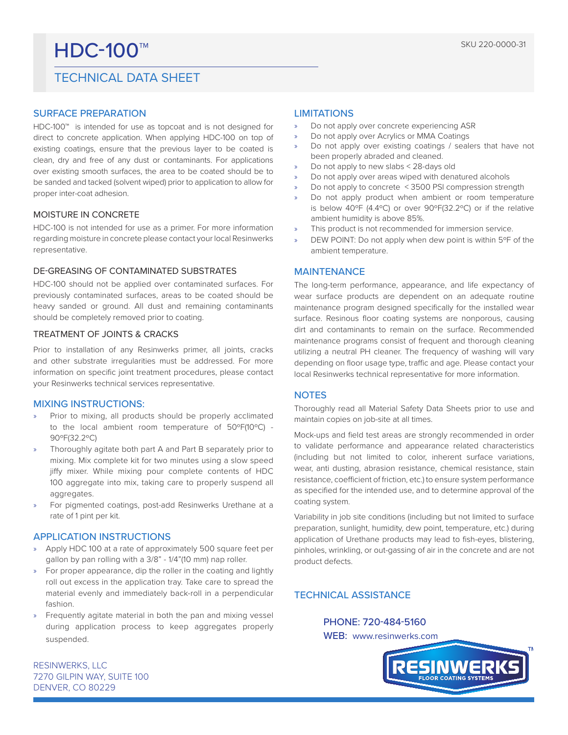# HDC-100™

SKU 220-0000-31

## TECHNICAL DATA SHEET

### SURFACE PREPARATION

HDC-100™ is intended for use as topcoat and is not designed for direct to concrete application. When applying HDC-100 on top of existing coatings, ensure that the previous layer to be coated is clean, dry and free of any dust or contaminants. For applications over existing smooth surfaces, the area to be coated should be to be sanded and tacked (solvent wiped) prior to application to allow for proper inter-coat adhesion.

#### MOISTURE IN CONCRETE

HDC-100 is not intended for use as a primer. For more information regarding moisture in concrete please contact your local Resinwerks representative.

#### DE-GREASING OF CONTAMINATED SUBSTRATES

HDC-100 should not be applied over contaminated surfaces. For previously contaminated surfaces, areas to be coated should be heavy sanded or ground. All dust and remaining contaminants should be completely removed prior to coating.

#### TREATMENT OF JOINTS & CRACKS

Prior to installation of any Resinwerks primer, all joints, cracks and other substrate irregularities must be addressed. For more information on specific joint treatment procedures, please contact your Resinwerks technical services representative.

### MIXING INSTRUCTIONS:

- Prior to mixing, all products should be properly acclimated to the local ambient room temperature of 50ºF(10ºC) - 90ºF(32.2ºC)
- Thoroughly agitate both part A and Part B separately prior to mixing. Mix complete kit for two minutes using a slow speed jiffy mixer. While mixing pour complete contents of HDC 100 aggregate into mix, taking care to properly suspend all aggregates.
- For pigmented coatings, post-add Resinwerks Urethane at a rate of 1 pint per kit.

### APPLICATION INSTRUCTIONS

- Apply HDC 100 at a rate of approximately 500 square feet per gallon by pan rolling with a 3/8" - 1/4"(10 mm) nap roller.
- For proper appearance, dip the roller in the coating and lightly roll out excess in the application tray. Take care to spread the material evenly and immediately back-roll in a perpendicular fashion.
- Frequently agitate material in both the pan and mixing vessel during application process to keep aggregates properly suspended.

### LIMITATIONS

- Do not apply over concrete experiencing ASR
- Do not apply over Acrylics or MMA Coatings
- Do not apply over existing coatings / sealers that have not been properly abraded and cleaned.
- Do not apply to new slabs < 28-days old
- Do not apply over areas wiped with denatured alcohols
- Do not apply to concrete < 3500 PSI compression strength
- Do not apply product when ambient or room temperature is below 40ºF (4.4ºC) or over 90ºF(32.2ºC) or if the relative ambient humidity is above 85%.
- This product is not recommended for immersion service.
- DEW POINT: Do not apply when dew point is within 5ºF of the ambient temperature.

### MAINTENANCE

The long-term performance, appearance, and life expectancy of wear surface products are dependent on an adequate routine maintenance program designed specifically for the installed wear surface. Resinous floor coating systems are nonporous, causing dirt and contaminants to remain on the surface. Recommended maintenance programs consist of frequent and thorough cleaning utilizing a neutral PH cleaner. The frequency of washing will vary depending on floor usage type, traffic and age. Please contact your local Resinwerks technical representative for more information.

### NOTES

Thoroughly read all Material Safety Data Sheets prior to use and maintain copies on job-site at all times.

Mock-ups and field test areas are strongly recommended in order to validate performance and appearance related characteristics (including but not limited to color, inherent surface variations, wear, anti dusting, abrasion resistance, chemical resistance, stain resistance, coefficient of friction, etc.) to ensure system performance as specified for the intended use, and to determine approval of the coating system.

Variability in job site conditions (including but not limited to surface preparation, sunlight, humidity, dew point, temperature, etc.) during application of Urethane products may lead to fish-eyes, blistering, pinholes, wrinkling, or out-gassing of air in the concrete and are not product defects.

### TECHNICAL ASSISTANCE

PHONE: 720-484-5160

WEB: www.resinwerks.com

RESINWERKS, LLC
7270 GILPIN WAY, SUITE 100
DENVER, CO 80229

RESINWERKS™ FLOOR COATING SYSTEMS